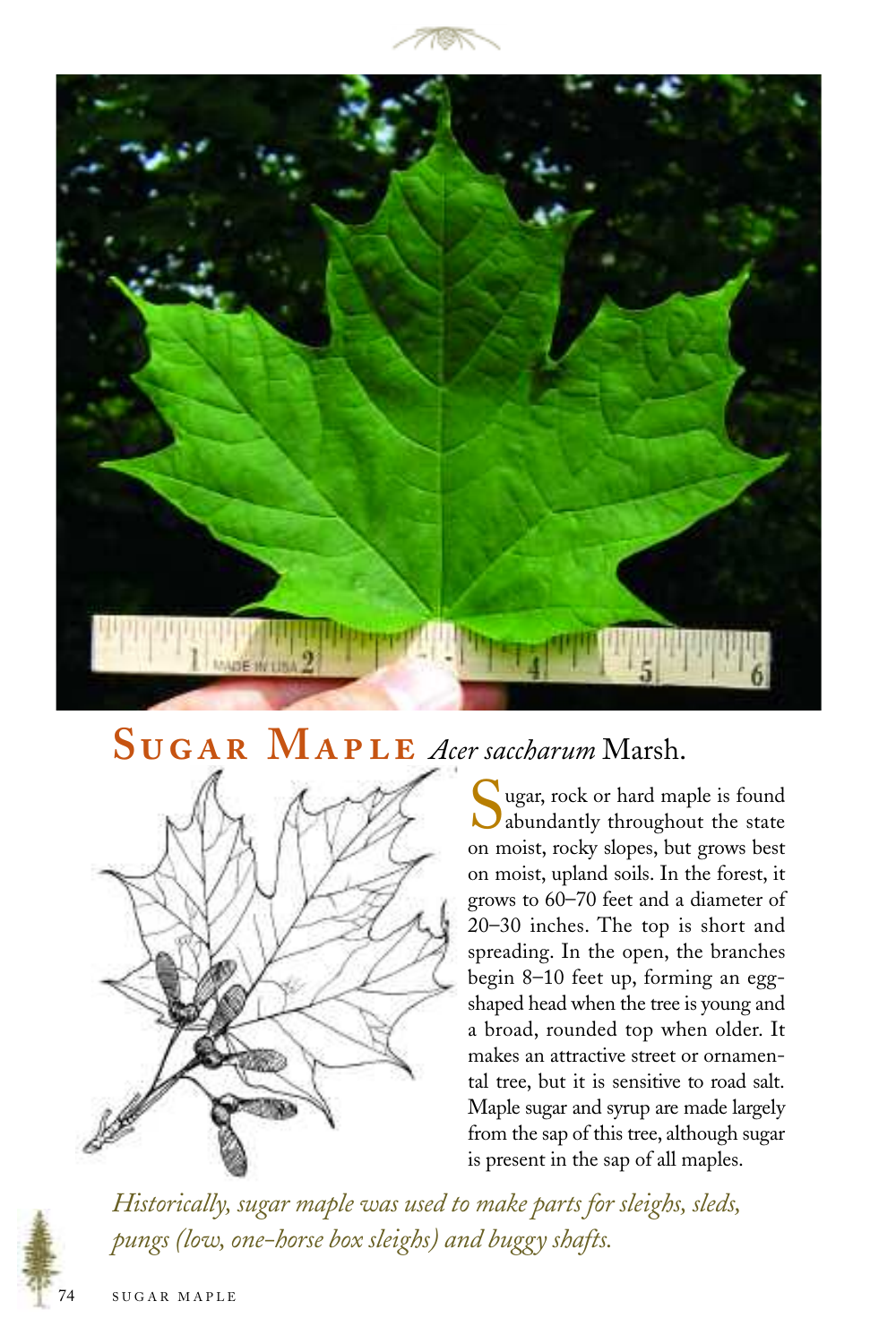# Sugar Maple *Acer saccharum* Marsh.

Sugar, rock or hard maple is found abundantly throughout the state on moist, rocky slopes, but grows best on moist, upland soils. In the forest, it grows to 60–70 feet and a diameter of 20–30 inches. The top is short and spreading. In the open, the branches begin 8–10 feet up, forming an egg-shaped head when the tree is young and a broad, rounded top when older. It makes an attractive street or ornamental tree, but it is sensitive to road salt. Maple sugar and syrup are made largely from the sap of this tree, although sugar is present in the sap of all maples.

*Historically, sugar maple was used to make parts for sleighs, sleds, pungs (low, one-horse box sleighs) and buggy shafts.*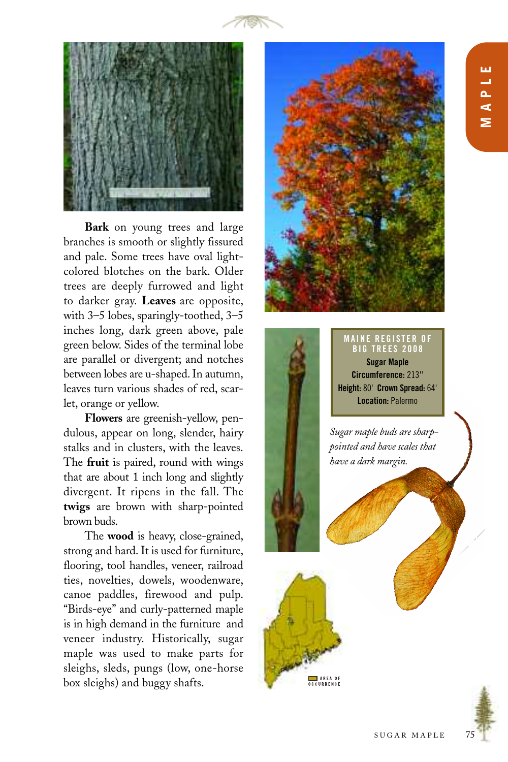**Bark** on young trees and large branches is smooth or slightly fissured and pale. Some trees have oval light-colored blotches on the bark. Older trees are deeply furrowed and light to darker gray. **Leaves** are opposite, with 3–5 lobes, sparingly-toothed, 3–5 inches long, dark green above, pale green below. Sides of the terminal lobe are parallel or divergent; and notches between lobes are u-shaped. In autumn, leaves turn various shades of red, scarlet, orange or yellow.

**Flowers** are greenish-yellow, pendulous, appear on long, slender, hairy stalks and in clusters, with the leaves. The **fruit** is paired, round with wings that are about 1 inch long and slightly divergent. It ripens in the fall. The **twigs** are brown with sharp-pointed brown buds.

The **wood** is heavy, close-grained, strong and hard. It is used for furniture, flooring, tool handles, veneer, railroad ties, novelties, dowels, woodenware, canoe paddles, firewood and pulp. "Birds-eye" and curly-patterned maple is in high demand in the furniture and veneer industry. Historically, sugar maple was used to make parts for sleighs, sleds, pungs (low, one-horse box sleighs) and buggy shafts.

**MAINE REGISTER OF BIG TREES 2008**

**Sugar Maple**
**Circumference:** 213"
**Height:** 80' **Crown Spread:** 64'
**Location:** Palermo

*Sugar maple buds are sharp-pointed and have scales that have a dark margin.*

AREA OF OCCURRENCE